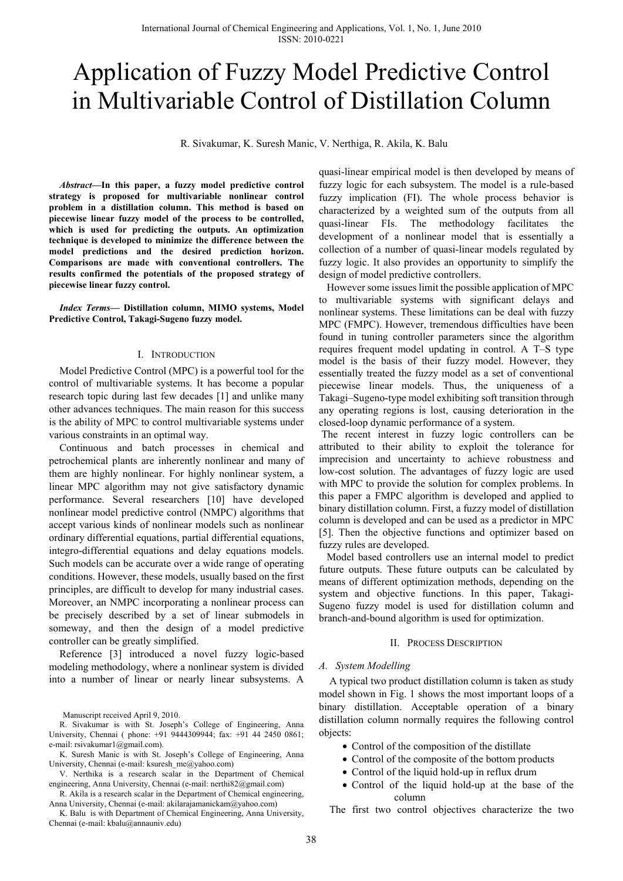# Application of Fuzzy Model Predictive Control in Multivariable Control of Distillation Column

R. Sivakumar, K. Suresh Manic, V. Nerthiga, R. Akila, K. Balu

***Abstract*—In this paper, a fuzzy model predictive control strategy is proposed for multivariable nonlinear control problem in a distillation column. This method is based on piecewise linear fuzzy model of the process to be controlled, which is used for predicting the outputs. An optimization technique is developed to minimize the difference between the model predictions and the desired prediction horizon. Comparisons are made with conventional controllers. The results confirmed the potentials of the proposed strategy of piecewise linear fuzzy control.**

***Index Terms*— Distillation column, MIMO systems, Model Predictive Control, Takagi-Sugeno fuzzy model.**

## I. Introduction

Model Predictive Control (MPC) is a powerful tool for the control of multivariable systems. It has become a popular research topic during last few decades [1] and unlike many other advances techniques. The main reason for this success is the ability of MPC to control multivariable systems under various constraints in an optimal way.

Continuous and batch processes in chemical and petrochemical plants are inherently nonlinear and many of them are highly nonlinear. For highly nonlinear system, a linear MPC algorithm may not give satisfactory dynamic performance. Several researchers [10] have developed nonlinear model predictive control (NMPC) algorithms that accept various kinds of nonlinear models such as nonlinear ordinary differential equations, partial differential equations, integro-differential equations and delay equations models. Such models can be accurate over a wide range of operating conditions. However, these models, usually based on the first principles, are difficult to develop for many industrial cases. Moreover, an NMPC incorporating a nonlinear process can be precisely described by a set of linear submodels in someway, and then the design of a model predictive controller can be greatly simplified.

Reference [3] introduced a novel fuzzy logic-based modeling methodology, where a nonlinear system is divided into a number of linear or nearly linear subsystems. A quasi-linear empirical model is then developed by means of fuzzy logic for each subsystem. The model is a rule-based fuzzy implication (FI). The whole process behavior is characterized by a weighted sum of the outputs from all quasi-linear FIs. The methodology facilitates the development of a nonlinear model that is essentially a collection of a number of quasi-linear models regulated by fuzzy logic. It also provides an opportunity to simplify the design of model predictive controllers.

However some issues limit the possible application of MPC to multivariable systems with significant delays and nonlinear systems. These limitations can be deal with fuzzy MPC (FMPC). However, tremendous difficulties have been found in tuning controller parameters since the algorithm requires frequent model updating in control. A T–S type model is the basis of their fuzzy model. However, they essentially treated the fuzzy model as a set of conventional piecewise linear models. Thus, the uniqueness of a Takagi–Sugeno-type model exhibiting soft transition through any operating regions is lost, causing deterioration in the closed-loop dynamic performance of a system.

The recent interest in fuzzy logic controllers can be attributed to their ability to exploit the tolerance for imprecision and uncertainty to achieve robustness and low-cost solution. The advantages of fuzzy logic are used with MPC to provide the solution for complex problems. In this paper a FMPC algorithm is developed and applied to binary distillation column. First, a fuzzy model of distillation column is developed and can be used as a predictor in MPC [5]. Then the objective functions and optimizer based on fuzzy rules are developed.

Model based controllers use an internal model to predict future outputs. These future outputs can be calculated by means of different optimization methods, depending on the system and objective functions. In this paper, Takagi-Sugeno fuzzy model is used for distillation column and branch-and-bound algorithm is used for optimization.

## II. Process Description

### A. System Modelling

A typical two product distillation column is taken as study model shown in Fig. 1 shows the most important loops of a binary distillation. Acceptable operation of a binary distillation column normally requires the following control objects:

- Control of the composition of the distillate
- Control of the composite of the bottom products
- Control of the liquid hold-up in reflux drum
- Control of the liquid hold-up at the base of the column

The first two control objectives characterize the two

---

Manuscript received April 9, 2010.

R. Sivakumar is with St. Joseph's College of Engineering, Anna University, Chennai ( phone: +91 9444309944; fax: +91 44 2450 0861; e-mail: rsivakumar1@gmail.com).

K. Suresh Manic is with St. Joseph's College of Engineering, Anna University, Chennai (e-mail: ksuresh_me@yahoo.com)

V. Nerthika is a research scalar in the Department of Chemical engineering, Anna University, Chennai (e-mail: nerthi82@gmail.com)

R. Akila is a research scalar in the Department of Chemical engineering, Anna University, Chennai (e-mail: akilarajamanickam@yahoo.com)

K. Balu is with Department of Chemical Engineering, Anna University, Chennai (e-mail: kbalu@annauniv.edu)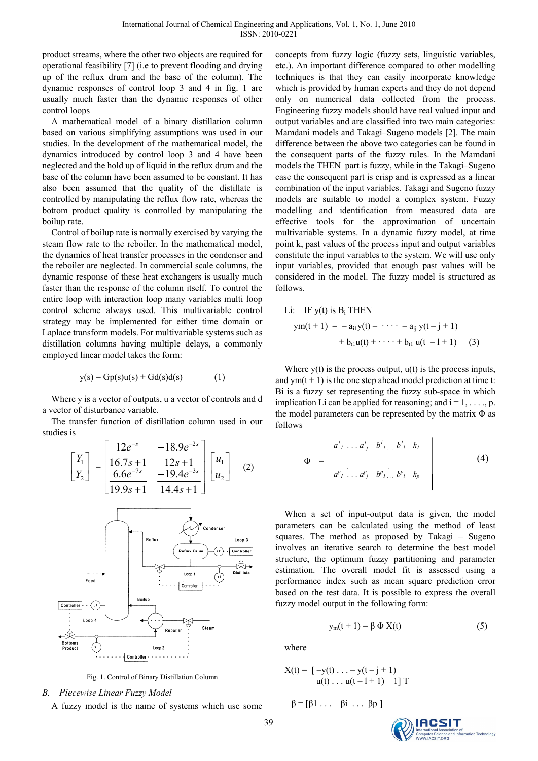product streams, where the other two objects are required for operational feasibility [7] (i.e to prevent flooding and drying up of the reflux drum and the base of the column). The dynamic responses of control loop 3 and 4 in fig. 1 are usually much faster than the dynamic responses of other control loops

A mathematical model of a binary distillation column based on various simplifying assumptions was used in our studies. In the development of the mathematical model, the dynamics introduced by control loop 3 and 4 have been neglected and the hold up of liquid in the reflux drum and the base of the column have been assumed to be constant. It has also been assumed that the quality of the distillate is controlled by manipulating the reflux flow rate, whereas the bottom product quality is controlled by manipulating the boilup rate.

Control of boilup rate is normally exercised by varying the steam flow rate to the reboiler. In the mathematical model, the dynamics of heat transfer processes in the condenser and the reboiler are neglected. In commercial scale columns, the dynamic response of these heat exchangers is usually much faster than the response of the column itself. To control the entire loop with interaction loop many variables multi loop control scheme always used. This multivariable control strategy may be implemented for either time domain or Laplace transform models. For multivariable systems such as distillation columns having multiple delays, a commonly employed linear model takes the form:

$$y(s) = Gp(s)u(s) + Gd(s)d(s) \qquad (1)$$

Where y is a vector of outputs, u a vector of controls and d a vector of disturbance variable.

The transfer function of distillation column used in our studies is

$$\begin{bmatrix} Y_1 \\ Y_2 \end{bmatrix} = \begin{bmatrix} \dfrac{12e^{-s}}{16.7s+1} & \dfrac{-18.9e^{-2s}}{12s+1} \\ \dfrac{6.6e^{-7s}}{19.9s+1} & \dfrac{-19.4e^{-3s}}{14.4s+1} \end{bmatrix} \begin{bmatrix} u_1 \\ u_2 \end{bmatrix} \qquad (2)$$

Fig. 1. Control of Binary Distillation Column

### B. *Piecewise Linear Fuzzy Model*

A fuzzy model is the name of systems which use some concepts from fuzzy logic (fuzzy sets, linguistic variables, etc.). An important difference compared to other modelling techniques is that they can easily incorporate knowledge which is provided by human experts and they do not depend only on numerical data collected from the process. Engineering fuzzy models should have real valued input and output variables and are classified into two main categories: Mamdani models and Takagi–Sugeno models [2]. The main difference between the above two categories can be found in the consequent parts of the fuzzy rules. In the Mamdani models the THEN part is fuzzy, while in the Takagi–Sugeno case the consequent part is crisp and is expressed as a linear combination of the input variables. Takagi and Sugeno fuzzy models are suitable to model a complex system. Fuzzy modelling and identification from measured data are effective tools for the approximation of uncertain multivariable systems. In a dynamic fuzzy model, at time point k, past values of the process input and output variables constitute the input variables to the system. We will use only input variables, provided that enough past values will be considered in the model. The fuzzy model is structured as follows.

$$\begin{aligned} L_i:\ & \text{IF } y(t) \text{ is } B_i \text{ THEN} \\ & y_m(t+1) = -a_{i1}y(t) - \cdots - a_{ij}\,y(t-j+1) \\ & \qquad + b_{i1}u(t) + \cdots + b_{il}\,u(t-l+1) \end{aligned} \qquad (3)$$

Where y(t) is the process output, u(t) is the process inputs, and $y_m(t+1)$ is the one step ahead model prediction at time t: $B_i$ is a fuzzy set representing the fuzzy sub-space in which implication $L_i$ can be applied for reasoning; and $i = 1, \ldots, p$. the model parameters can be represented by the matrix Φ as follows

$$\Phi = \begin{vmatrix} a_1^1 \ldots a_j^1 & b_1^1 \ldots b_l^1 & k_1 \\ \vdots & \vdots & \\ a_1^p \ldots a_j^p & b_1^p \ldots b_l^p & k_p \end{vmatrix} \qquad (4)$$

When a set of input-output data is given, the model parameters can be calculated using the method of least squares. The method as proposed by Takagi – Sugeno involves an iterative search to determine the best model structure, the optimum fuzzy partitioning and parameter estimation. The overall model fit is assessed using a performance index such as mean square prediction error based on the test data. It is possible to express the overall fuzzy model output in the following form:

$$y_m(t+1) = \beta\, \Phi\, X(t) \qquad (5)$$

where

$$X(t) = [\,-y(t) \ldots -y(t-j+1) \quad u(t) \ldots u(t-l+1) \quad 1\,]^T$$

$$\beta = [\beta 1 \ \ldots \ \beta i \ \ldots \ \beta p\,]$$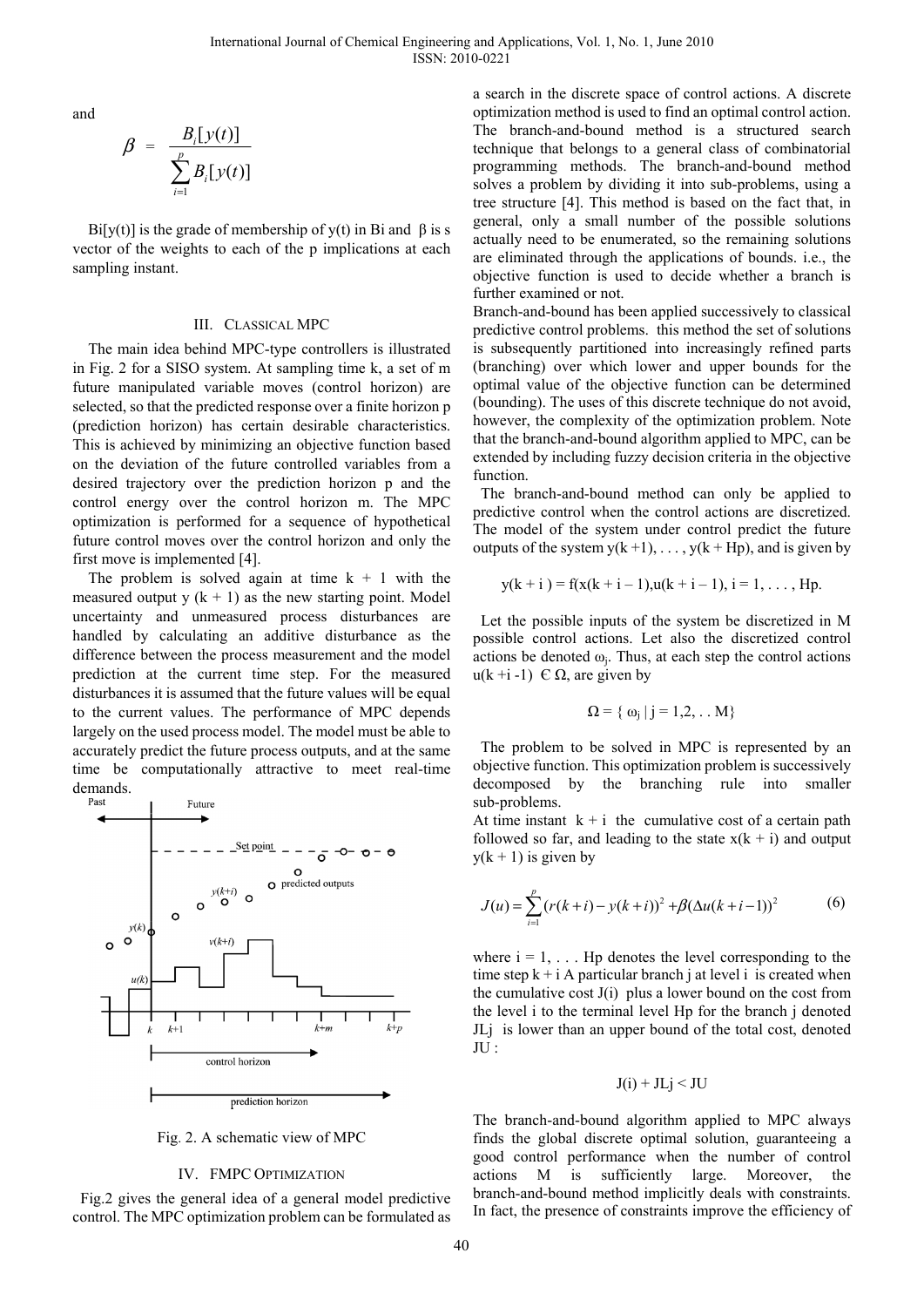and

$$\beta = \frac{B_i[y(t)]}{\sum_{i=1}^{p} B_i[y(t)]}$$

Bi[y(t)] is the grade of membership of y(t) in Bi and β is s vector of the weights to each of the p implications at each sampling instant.

## III. Classical MPC

The main idea behind MPC-type controllers is illustrated in Fig. 2 for a SISO system. At sampling time k, a set of m future manipulated variable moves (control horizon) are selected, so that the predicted response over a finite horizon p (prediction horizon) has certain desirable characteristics. This is achieved by minimizing an objective function based on the deviation of the future controlled variables from a desired trajectory over the prediction horizon p and the control energy over the control horizon m. The MPC optimization is performed for a sequence of hypothetical future control moves over the control horizon and only the first move is implemented [4].

The problem is solved again at time k + 1 with the measured output y (k + 1) as the new starting point. Model uncertainty and unmeasured process disturbances are handled by calculating an additive disturbance as the difference between the process measurement and the model prediction at the current time step. For the measured disturbances it is assumed that the future values will be equal to the current values. The performance of MPC depends largely on the used process model. The model must be able to accurately predict the future process outputs, and at the same time be computationally attractive to meet real-time demands.

Fig. 2. A schematic view of MPC

## IV. FMPC Optimization

Fig.2 gives the general idea of a general model predictive control. The MPC optimization problem can be formulated as a search in the discrete space of control actions. A discrete optimization method is used to find an optimal control action. The branch-and-bound method is a structured search technique that belongs to a general class of combinatorial programming methods. The branch-and-bound method solves a problem by dividing it into sub-problems, using a tree structure [4]. This method is based on the fact that, in general, only a small number of the possible solutions actually need to be enumerated, so the remaining solutions are eliminated through the applications of bounds. i.e., the objective function is used to decide whether a branch is further examined or not.

Branch-and-bound has been applied successively to classical predictive control problems. this method the set of solutions is subsequently partitioned into increasingly refined parts (branching) over which lower and upper bounds for the optimal value of the objective function can be determined (bounding). The uses of this discrete technique do not avoid, however, the complexity of the optimization problem. Note that the branch-and-bound algorithm applied to MPC, can be extended by including fuzzy decision criteria in the objective function.

The branch-and-bound method can only be applied to predictive control when the control actions are discretized. The model of the system under control predict the future outputs of the system y(k +1), . . . , y(k + Hp), and is given by

$$y(k + i) = f(x(k + i - 1), u(k + i - 1)), \; i = 1, \ldots, Hp.$$

Let the possible inputs of the system be discretized in M possible control actions. Let also the discretized control actions be denoted $\omega_j$. Thus, at each step the control actions $u(k + i - 1) \in \Omega$, are given by

$$\Omega = \{ \omega_j \mid j = 1,2, \ldots M\}$$

The problem to be solved in MPC is represented by an objective function. This optimization problem is successively decomposed by the branching rule into smaller sub-problems.

At time instant k + i the cumulative cost of a certain path followed so far, and leading to the state x(k + i) and output y(k + 1) is given by

$$J(u) = \sum_{i=1}^{p} (r(k+i) - y(k+i))^2 + \beta(\Delta u(k+i-1))^2 \qquad (6)$$

where i = 1, . . . Hp denotes the level corresponding to the time step k + i A particular branch j at level i is created when the cumulative cost J(i) plus a lower bound on the cost from the level i to the terminal level Hp for the branch j denoted JLj is lower than an upper bound of the total cost, denoted JU :

$$J(i) + JLj < JU$$

The branch-and-bound algorithm applied to MPC always finds the global discrete optimal solution, guaranteeing a good control performance when the number of control actions M is sufficiently large. Moreover, the branch-and-bound method implicitly deals with constraints. In fact, the presence of constraints improve the efficiency of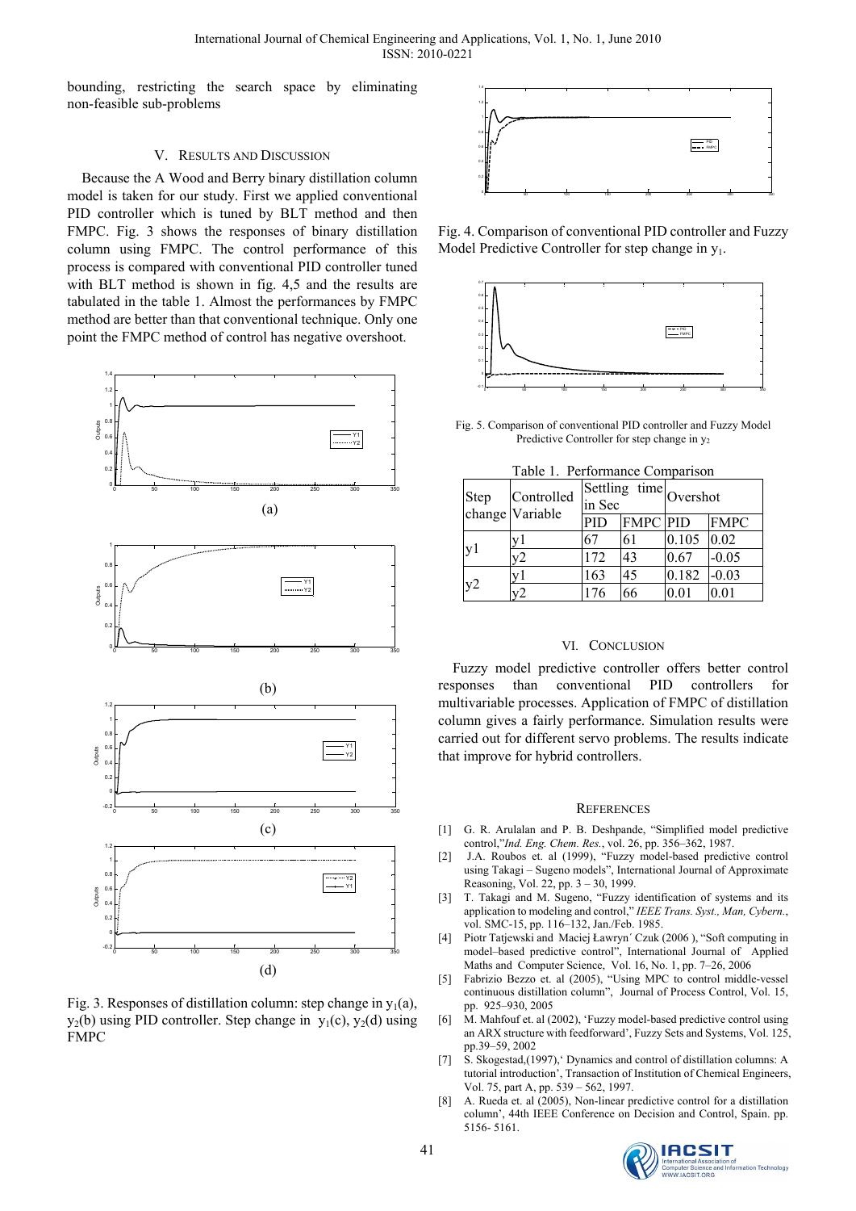bounding, restricting the search space by eliminating non-feasible sub-problems

## V. Results and Discussion

Because the A Wood and Berry binary distillation column model is taken for our study. First we applied conventional PID controller which is tuned by BLT method and then FMPC. Fig. 3 shows the responses of binary distillation column using FMPC. The control performance of this process is compared with conventional PID controller tuned with BLT method is shown in fig. 4,5 and the results are tabulated in the table 1. Almost the performances by FMPC method are better than that conventional technique. Only one point the FMPC method of control has negative overshoot.

(a)

(b)

(c)

(d)

Fig. 3. Responses of distillation column: step change in $y_1$(a), $y_2$(b) using PID controller. Step change in $y_1$(c), $y_2$(d) using FMPC

Fig. 4. Comparison of conventional PID controller and Fuzzy Model Predictive Controller for step change in $y_1$.

Fig. 5. Comparison of conventional PID controller and Fuzzy Model Predictive Controller for step change in $y_2$

Table 1. Performance Comparison

| Step change | Controlled Variable | Settling time in Sec | | Overshot | |
|---|---|---|---|---|---|
| | | PID | FMPC | PID | FMPC |
| y1 | y1 | 67 | 61 | 0.105 | 0.02 |
| | y2 | 172 | 43 | 0.67 | -0.05 |
| y2 | y1 | 163 | 45 | 0.182 | -0.03 |
| | y2 | 176 | 66 | 0.01 | 0.01 |

## VI. Conclusion

Fuzzy model predictive controller offers better control responses than conventional PID controllers for multivariable processes. Application of FMPC of distillation column gives a fairly performance. Simulation results were carried out for different servo problems. The results indicate that improve for hybrid controllers.

## References

[1] G. R. Arulalan and P. B. Deshpande, "Simplified model predictive control,"*Ind. Eng. Chem. Res.*, vol. 26, pp. 356–362, 1987.

[2] J.A. Roubos et. al (1999), "Fuzzy model-based predictive control using Takagi – Sugeno models", International Journal of Approximate Reasoning, Vol. 22, pp. 3 – 30, 1999.

[3] T. Takagi and M. Sugeno, "Fuzzy identification of systems and its application to modeling and control," *IEEE Trans. Syst., Man, Cybern.*, vol. SMC-15, pp. 116–132, Jan./Feb. 1985.

[4] Piotr Tatjewski and Maciej Ławryn´ Czuk (2006 ), "Soft computing in model–based predictive control", International Journal of Applied Maths and Computer Science, Vol. 16, No. 1, pp. 7–26, 2006

[5] Fabrizio Bezzo et. al (2005), "Using MPC to control middle-vessel continuous distillation column", Journal of Process Control, Vol. 15, pp. 925–930, 2005

[6] M. Mahfouf et. al (2002), 'Fuzzy model-based predictive control using an ARX structure with feedforward', Fuzzy Sets and Systems, Vol. 125, pp.39–59, 2002

[7] S. Skogestad,(1997),' Dynamics and control of distillation columns: A tutorial introduction', Transaction of Institution of Chemical Engineers, Vol. 75, part A, pp. 539 – 562, 1997.

[8] A. Rueda et. al (2005), Non-linear predictive control for a distillation column', 44th IEEE Conference on Decision and Control, Spain. pp. 5156- 5161.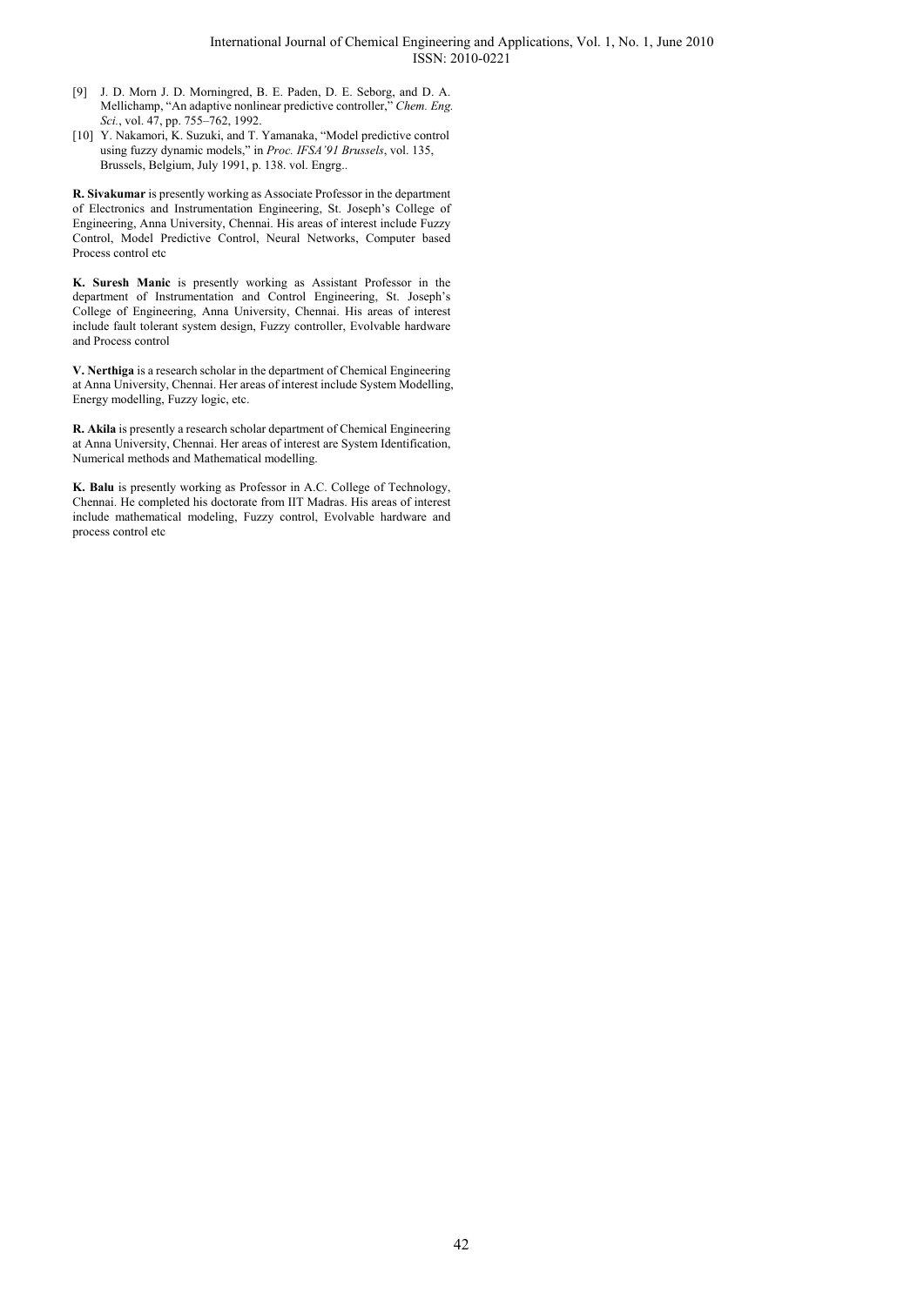[9] J. D. Morn J. D. Morningred, B. E. Paden, D. E. Seborg, and D. A. Mellichamp, "An adaptive nonlinear predictive controller," *Chem. Eng. Sci.*, vol. 47, pp. 755–762, 1992.

[10] Y. Nakamori, K. Suzuki, and T. Yamanaka, "Model predictive control using fuzzy dynamic models," in *Proc. IFSA'91 Brussels*, vol. 135, Brussels, Belgium, July 1991, p. 138. vol. Engrg..

**R. Sivakumar** is presently working as Associate Professor in the department of Electronics and Instrumentation Engineering, St. Joseph's College of Engineering, Anna University, Chennai. His areas of interest include Fuzzy Control, Model Predictive Control, Neural Networks, Computer based Process control etc

**K. Suresh Manic** is presently working as Assistant Professor in the department of Instrumentation and Control Engineering, St. Joseph's College of Engineering, Anna University, Chennai. His areas of interest include fault tolerant system design, Fuzzy controller, Evolvable hardware and Process control

**V. Nerthiga** is a research scholar in the department of Chemical Engineering at Anna University, Chennai. Her areas of interest include System Modelling, Energy modelling, Fuzzy logic, etc.

**R. Akila** is presently a research scholar department of Chemical Engineering at Anna University, Chennai. Her areas of interest are System Identification, Numerical methods and Mathematical modelling.

**K. Balu** is presently working as Professor in A.C. College of Technology, Chennai. He completed his doctorate from IIT Madras. His areas of interest include mathematical modeling, Fuzzy control, Evolvable hardware and process control etc